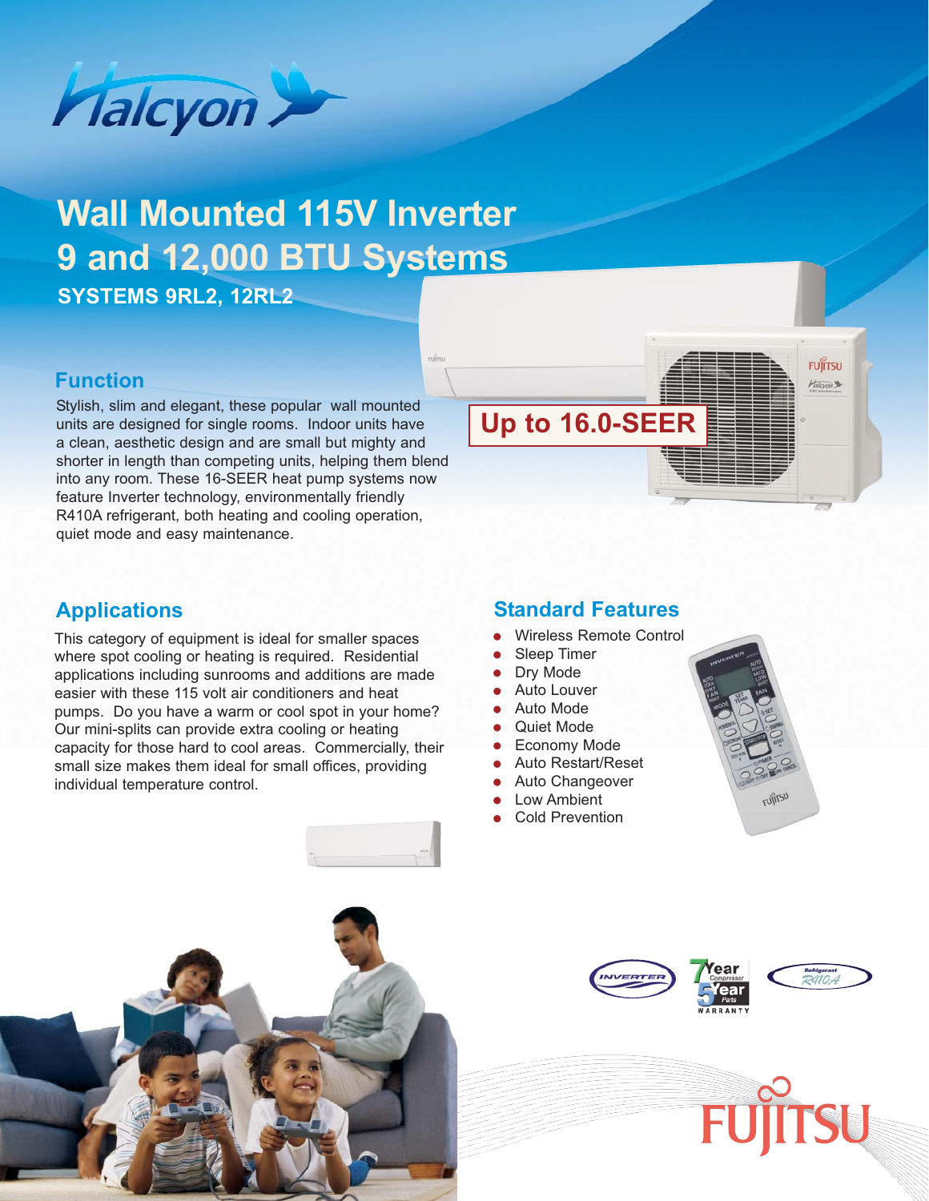# Halcyon

## Wall Mounted 115V Inverter 9 and 12,000 BTU Systems

**SYSTEMS 9RL2, 12RL2**

**Up to 16.0-SEER**

### Function

Stylish, slim and elegant, these popular wall mounted units are designed for single rooms. Indoor units have a clean, aesthetic design and are small but mighty and shorter in length than competing units, helping them blend into any room. These 16-SEER heat pump systems now feature Inverter technology, environmentally friendly R410A refrigerant, both heating and cooling operation, quiet mode and easy maintenance.

### Applications

This category of equipment is ideal for smaller spaces where spot cooling or heating is required. Residential applications including sunrooms and additions are made easier with these 115 volt air conditioners and heat pumps. Do you have a warm or cool spot in your home? Our mini-splits can provide extra cooling or heating capacity for those hard to cool areas. Commercially, their small size makes them ideal for small offices, providing individual temperature control.

### Standard Features

- Wireless Remote Control
- Sleep Timer
- Dry Mode
- Auto Louver
- Auto Mode
- Quiet Mode
- Economy Mode
- Auto Restart/Reset
- Auto Changeover
- Low Ambient
- Cold Prevention

INVERTER

7 Year Compressor / 5 Year Parts WARRANTY

Refrigerant R410A

FUJITSU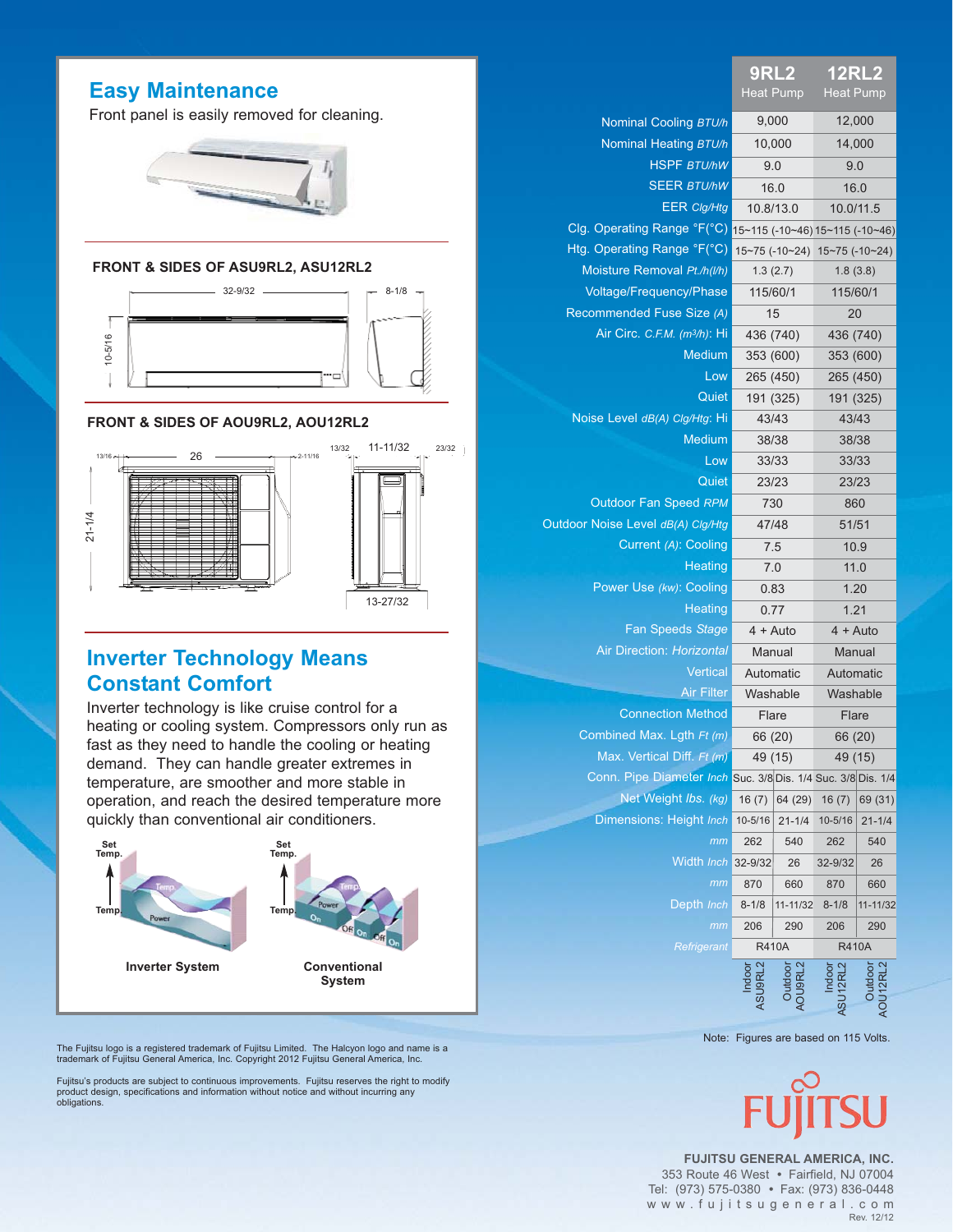## Easy Maintenance

Front panel is easily removed for cleaning.

**FRONT & SIDES OF ASU9RL2, ASU12RL2**

32-9/32
8-1/8
10-5/16

**FRONT & SIDES OF AOU9RL2, AOU12RL2**

13/16
26
2-11/16
13/32
11-11/32
23/32
21-1/4
13-27/32

## Inverter Technology Means Constant Comfort

Inverter technology is like cruise control for a heating or cooling system. Compressors only run as fast as they need to handle the cooling or heating demand. They can handle greater extremes in temperature, are smoother and more stable in operation, and reach the desired temperature more quickly than conventional air conditioners.

Set Temp.
Temp.
Temp
Power

**Inverter System**

Set Temp.
Temp.
Temp
Power
On
Off
On
Off
On

**Conventional System**

| | 9RL2 Heat Pump | | 12RL2 Heat Pump | |
|---|---|---|---|---|
| Nominal Cooling *BTU/h* | 9,000 | | 12,000 | |
| Nominal Heating *BTU/h* | 10,000 | | 14,000 | |
| HSPF *BTU/hW* | 9.0 | | 9.0 | |
| SEER *BTU/hW* | 16.0 | | 16.0 | |
| EER *Clg/Htg* | 10.8/13.0 | | 10.0/11.5 | |
| Clg. Operating Range °F(°C) | 15~115 (-10~46) | | 15~115 (-10~46) | |
| Htg. Operating Range °F(°C) | 15~75 (-10~24) | | 15~75 (-10~24) | |
| Moisture Removal *Pt./h(l/h)* | 1.3 (2.7) | | 1.8 (3.8) | |
| Voltage/Frequency/Phase | 115/60/1 | | 115/60/1 | |
| Recommended Fuse Size *(A)* | 15 | | 20 | |
| Air Circ. *C.F.M. (m³/h)*: Hi | 436 (740) | | 436 (740) | |
| Medium | 353 (600) | | 353 (600) | |
| Low | 265 (450) | | 265 (450) | |
| Quiet | 191 (325) | | 191 (325) | |
| Noise Level *dB(A) Clg/Htg*: Hi | 43/43 | | 43/43 | |
| Medium | 38/38 | | 38/38 | |
| Low | 33/33 | | 33/33 | |
| Quiet | 23/23 | | 23/23 | |
| Outdoor Fan Speed *RPM* | 730 | | 860 | |
| Outdoor Noise Level *dB(A) Clg/Htg* | 47/48 | | 51/51 | |
| Current *(A)*: Cooling | 7.5 | | 10.9 | |
| Heating | 7.0 | | 11.0 | |
| Power Use *(kw)*: Cooling | 0.83 | | 1.20 | |
| Heating | 0.77 | | 1.21 | |
| Fan Speeds *Stage* | 4 + Auto | | 4 + Auto | |
| Air Direction: *Horizontal* | Manual | | Manual | |
| Vertical | Automatic | | Automatic | |
| Air Filter | Washable | | Washable | |
| Connection Method | Flare | | Flare | |
| Combined Max. Lgth *Ft (m)* | 66 (20) | | 66 (20) | |
| Max. Vertical Diff. *Ft (m)* | 49 (15) | | 49 (15) | |
| Conn. Pipe Diameter *Inch* | Suc. 3/8 | Dis. 1/4 | Suc. 3/8 | Dis. 1/4 |
| Net Weight *lbs. (kg)* | 16 (7) | 64 (29) | 16 (7) | 69 (31) |
| Dimensions: Height *Inch* | 10-5/16 | 21-1/4 | 10-5/16 | 21-1/4 |
| *mm* | 262 | 540 | 262 | 540 |
| Width *Inch* | 32-9/32 | 26 | 32-9/32 | 26 |
| *mm* | 870 | 660 | 870 | 660 |
| Depth *Inch* | 8-1/8 | 11-11/32 | 8-1/8 | 11-11/32 |
| *mm* | 206 | 290 | 206 | 290 |
| *Refrigerant* | R410A | | R410A | |
| | Indoor ASU9RL2 | Outdoor AOU9RL2 | Indoor ASU12RL2 | Outdoor AOU12RL2 |

Note: Figures are based on 115 Volts.

The Fujitsu logo is a registered trademark of Fujitsu Limited. The Halcyon logo and name is a trademark of Fujitsu General America, Inc. Copyright 2012 Fujitsu General America, Inc.

Fujitsu's products are subject to continuous improvements. Fujitsu reserves the right to modify product design, specifications and information without notice and without incurring any obligations.

FUJITSU

**FUJITSU GENERAL AMERICA, INC.**
353 Route 46 West • Fairfield, NJ 07004
Tel: (973) 575-0380 • Fax: (973) 836-0448
www.fujitsugeneral.com
Rev. 12/12